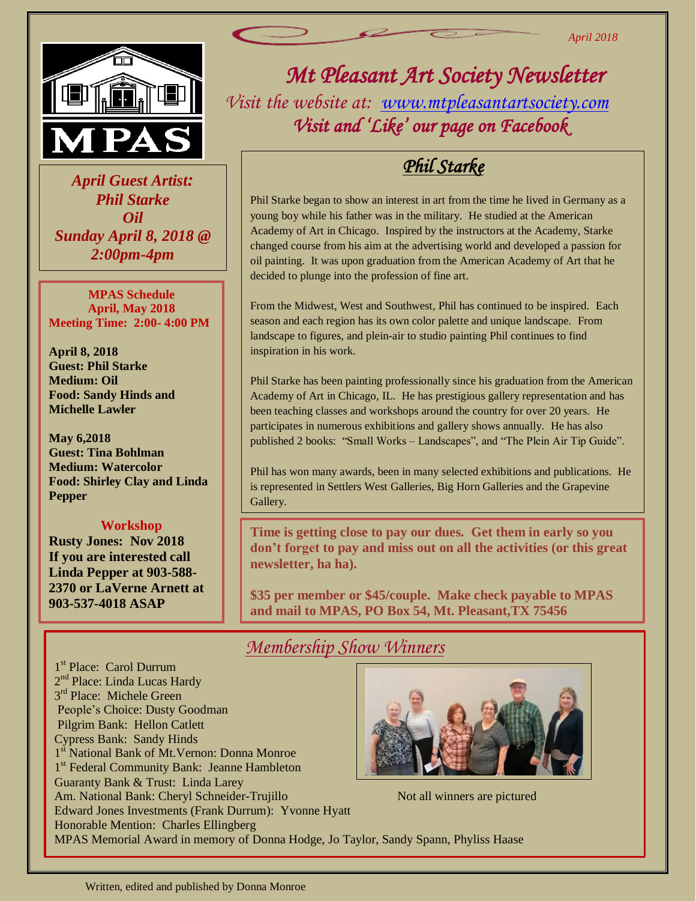April 2018

# Mt Pleasant Art Society Newsletter

*Visit the website at: www.mtpleasantartsociety.com*

*Visit and 'Like' our page on Facebook*

MPAS

***April Guest Artist: Phil Starke Oil Sunday April 8, 2018 @ 2:00pm-4pm***

**MPAS Schedule**
**April, May 2018**
**Meeting Time: 2:00- 4:00 PM**

**April 8, 2018**
**Guest: Phil Starke**
**Medium: Oil**
**Food: Sandy Hinds and Michelle Lawler**

**May 6,2018**
**Guest: Tina Bohlman**
**Medium: Watercolor**
**Food: Shirley Clay and Linda Pepper**

**Workshop**
**Rusty Jones: Nov 2018**
**If you are interested call Linda Pepper at 903-588-2370 or LaVerne Arnett at 903-537-4018 ASAP**

## Phil Starke

Phil Starke began to show an interest in art from the time he lived in Germany as a young boy while his father was in the military. He studied at the American Academy of Art in Chicago. Inspired by the instructors at the Academy, Starke changed course from his aim at the advertising world and developed a passion for oil painting. It was upon graduation from the American Academy of Art that he decided to plunge into the profession of fine art.

From the Midwest, West and Southwest, Phil has continued to be inspired. Each season and each region has its own color palette and unique landscape. From landscape to figures, and plein-air to studio painting Phil continues to find inspiration in his work.

Phil Starke has been painting professionally since his graduation from the American Academy of Art in Chicago, IL. He has prestigious gallery representation and has been teaching classes and workshops around the country for over 20 years. He participates in numerous exhibitions and gallery shows annually. He has also published 2 books: "Small Works – Landscapes", and "The Plein Air Tip Guide".

Phil has won many awards, been in many selected exhibitions and publications. He is represented in Settlers West Galleries, Big Horn Galleries and the Grapevine Gallery.

**Time is getting close to pay our dues. Get them in early so you don't forget to pay and miss out on all the activities (or this great newsletter, ha ha).**

**$35 per member or $45/couple. Make check payable to MPAS and mail to MPAS, PO Box 54, Mt. Pleasant,TX 75456**

## Membership Show Winners

1st Place: Carol Durrum
2nd Place: Linda Lucas Hardy
3rd Place: Michele Green
People's Choice: Dusty Goodman
Pilgrim Bank: Hellon Catlett
Cypress Bank: Sandy Hinds
1st National Bank of Mt.Vernon: Donna Monroe
1st Federal Community Bank: Jeanne Hambleton
Guaranty Bank & Trust: Linda Larey
Am. National Bank: Cheryl Schneider-Trujillo
Edward Jones Investments (Frank Durrum): Yvonne Hyatt
Honorable Mention: Charles Ellingberg
MPAS Memorial Award in memory of Donna Hodge, Jo Taylor, Sandy Spann, Phyliss Haase

Not all winners are pictured

Written, edited and published by Donna Monroe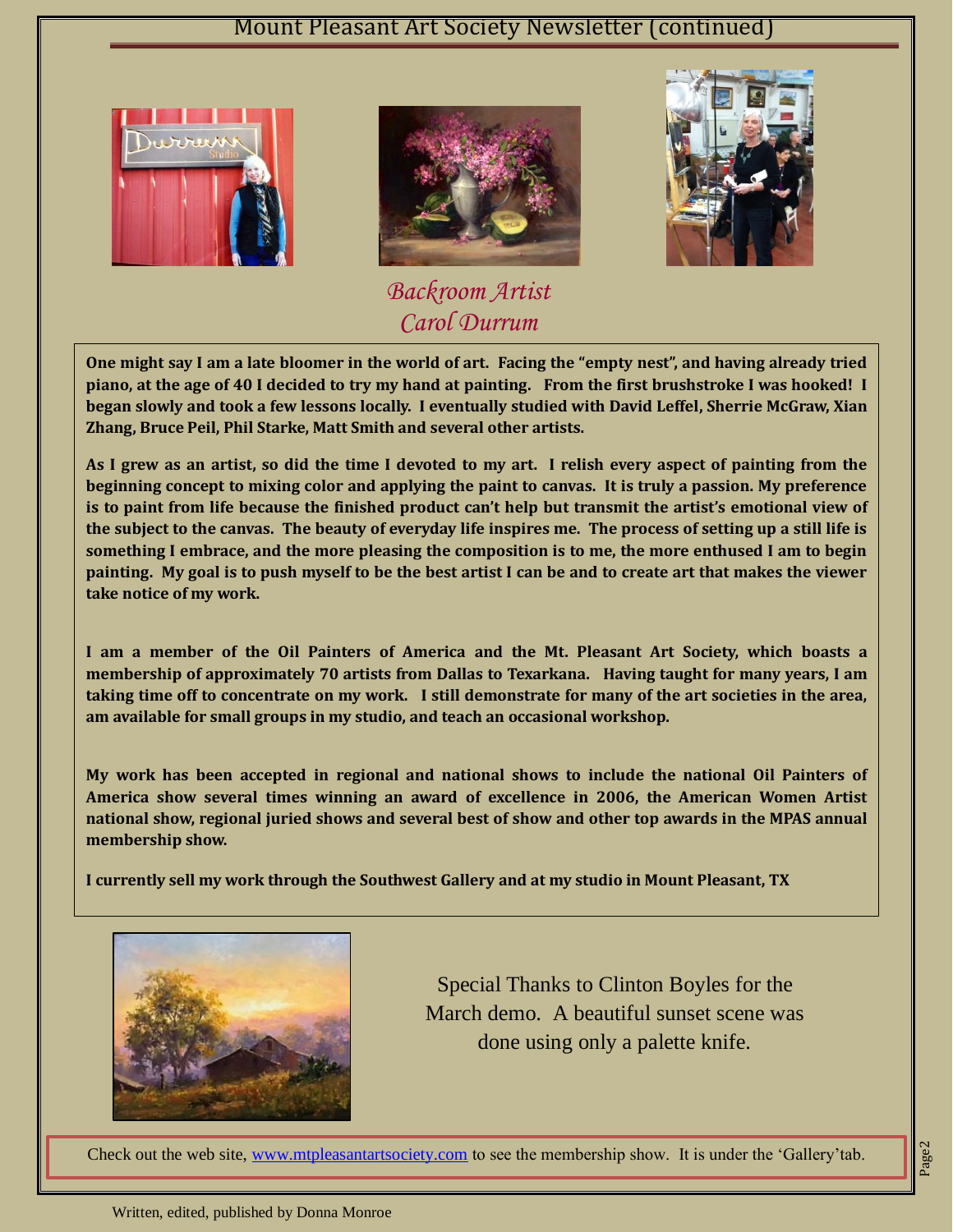## *Backroom Artist*
## *Carol Durrum*

**One might say I am a late bloomer in the world of art. Facing the "empty nest", and having already tried piano, at the age of 40 I decided to try my hand at painting. From the first brushstroke I was hooked! I began slowly and took a few lessons locally. I eventually studied with David Leffel, Sherrie McGraw, Xian Zhang, Bruce Peil, Phil Starke, Matt Smith and several other artists.**

**As I grew as an artist, so did the time I devoted to my art. I relish every aspect of painting from the beginning concept to mixing color and applying the paint to canvas. It is truly a passion. My preference is to paint from life because the finished product can't help but transmit the artist's emotional view of the subject to the canvas. The beauty of everyday life inspires me. The process of setting up a still life is something I embrace, and the more pleasing the composition is to me, the more enthused I am to begin painting. My goal is to push myself to be the best artist I can be and to create art that makes the viewer take notice of my work.**

**I am a member of the Oil Painters of America and the Mt. Pleasant Art Society, which boasts a membership of approximately 70 artists from Dallas to Texarkana. Having taught for many years, I am taking time off to concentrate on my work. I still demonstrate for many of the art societies in the area, am available for small groups in my studio, and teach an occasional workshop.**

**My work has been accepted in regional and national shows to include the national Oil Painters of America show several times winning an award of excellence in 2006, the American Women Artist national show, regional juried shows and several best of show and other top awards in the MPAS annual membership show.**

**I currently sell my work through the Southwest Gallery and at my studio in Mount Pleasant, TX**

Special Thanks to Clinton Boyles for the March demo. A beautiful sunset scene was done using only a palette knife.

Check out the web site, [www.mtpleasantartsociety.com](http://www.mtpleasantartsociety.com) to see the membership show. It is under the 'Gallery' tab.

Written, edited, published by Donna Monroe